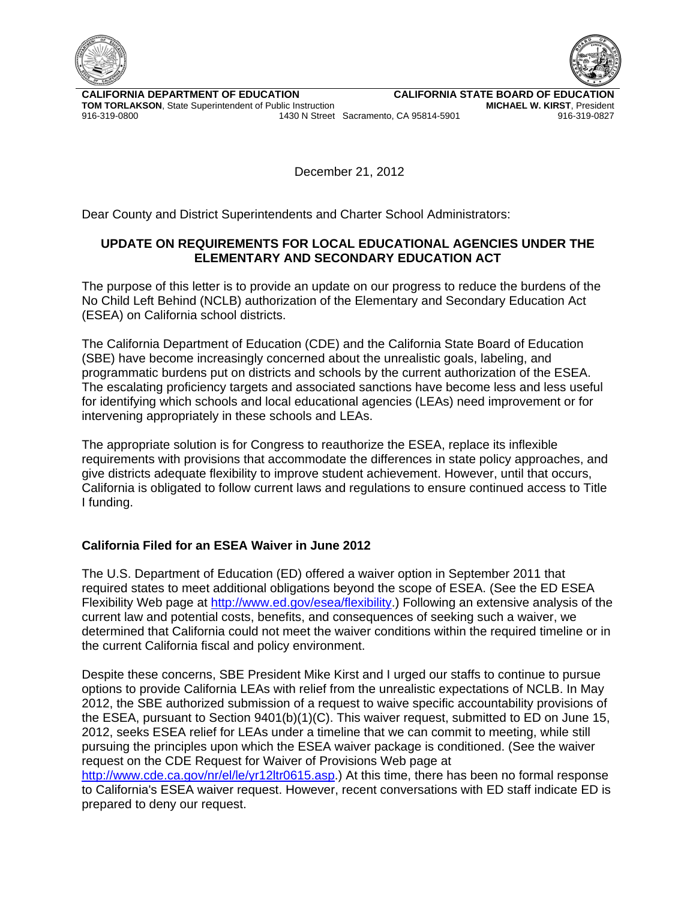**CALIFORNIA DEPARTMENT OF EDUCATION**
**TOM TORLAKSON**, State Superintendent of Public Instruction
916-319-0800

**CALIFORNIA STATE BOARD OF EDUCATION**
**MICHAEL W. KIRST**, President
916-319-0827

1430 N Street Sacramento, CA 95814-5901

December 21, 2012

Dear County and District Superintendents and Charter School Administrators:

**UPDATE ON REQUIREMENTS FOR LOCAL EDUCATIONAL AGENCIES UNDER THE ELEMENTARY AND SECONDARY EDUCATION ACT**

The purpose of this letter is to provide an update on our progress to reduce the burdens of the No Child Left Behind (NCLB) authorization of the Elementary and Secondary Education Act (ESEA) on California school districts.

The California Department of Education (CDE) and the California State Board of Education (SBE) have become increasingly concerned about the unrealistic goals, labeling, and programmatic burdens put on districts and schools by the current authorization of the ESEA. The escalating proficiency targets and associated sanctions have become less and less useful for identifying which schools and local educational agencies (LEAs) need improvement or for intervening appropriately in these schools and LEAs.

The appropriate solution is for Congress to reauthorize the ESEA, replace its inflexible requirements with provisions that accommodate the differences in state policy approaches, and give districts adequate flexibility to improve student achievement. However, until that occurs, California is obligated to follow current laws and regulations to ensure continued access to Title I funding.

## California Filed for an ESEA Waiver in June 2012

The U.S. Department of Education (ED) offered a waiver option in September 2011 that required states to meet additional obligations beyond the scope of ESEA. (See the ED ESEA Flexibility Web page at http://www.ed.gov/esea/flexibility.) Following an extensive analysis of the current law and potential costs, benefits, and consequences of seeking such a waiver, we determined that California could not meet the waiver conditions within the required timeline or in the current California fiscal and policy environment.

Despite these concerns, SBE President Mike Kirst and I urged our staffs to continue to pursue options to provide California LEAs with relief from the unrealistic expectations of NCLB. In May 2012, the SBE authorized submission of a request to waive specific accountability provisions of the ESEA, pursuant to Section 9401(b)(1)(C). This waiver request, submitted to ED on June 15, 2012, seeks ESEA relief for LEAs under a timeline that we can commit to meeting, while still pursuing the principles upon which the ESEA waiver package is conditioned. (See the waiver request on the CDE Request for Waiver of Provisions Web page at http://www.cde.ca.gov/nr/el/le/yr12ltr0615.asp.) At this time, there has been no formal response to California's ESEA waiver request. However, recent conversations with ED staff indicate ED is prepared to deny our request.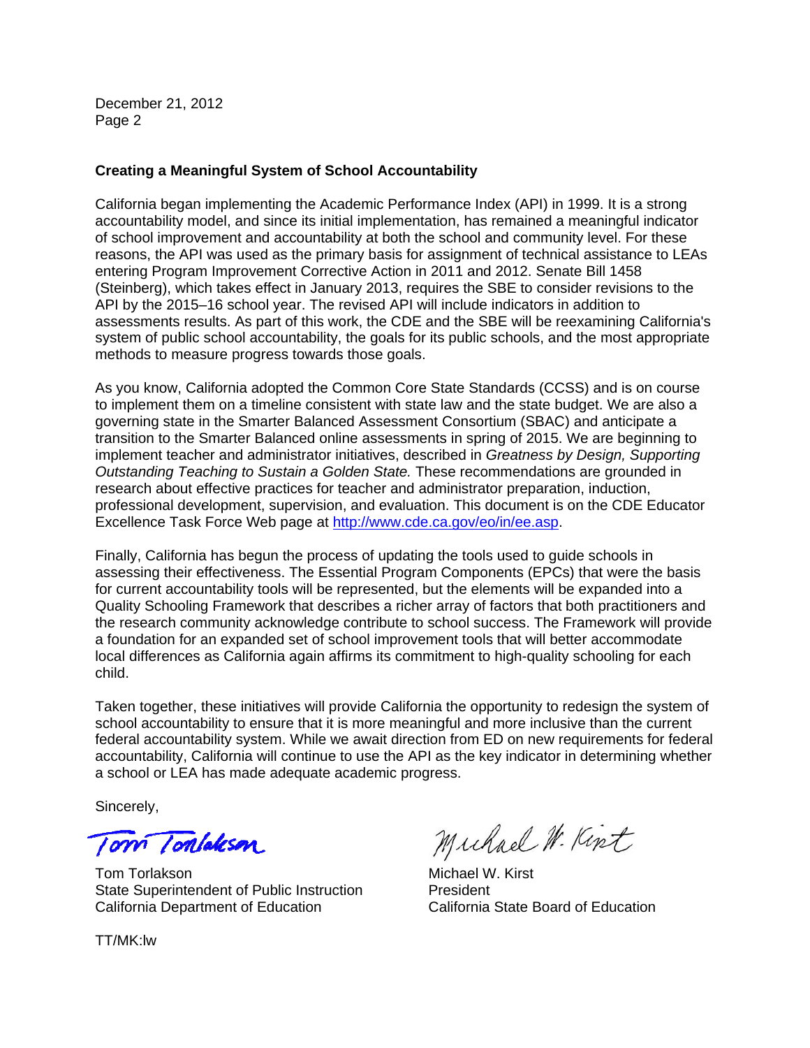**Creating a Meaningful System of School Accountability**

California began implementing the Academic Performance Index (API) in 1999. It is a strong accountability model, and since its initial implementation, has remained a meaningful indicator of school improvement and accountability at both the school and community level. For these reasons, the API was used as the primary basis for assignment of technical assistance to LEAs entering Program Improvement Corrective Action in 2011 and 2012. Senate Bill 1458 (Steinberg), which takes effect in January 2013, requires the SBE to consider revisions to the API by the 2015–16 school year. The revised API will include indicators in addition to assessments results. As part of this work, the CDE and the SBE will be reexamining California's system of public school accountability, the goals for its public schools, and the most appropriate methods to measure progress towards those goals.

As you know, California adopted the Common Core State Standards (CCSS) and is on course to implement them on a timeline consistent with state law and the state budget. We are also a governing state in the Smarter Balanced Assessment Consortium (SBAC) and anticipate a transition to the Smarter Balanced online assessments in spring of 2015. We are beginning to implement teacher and administrator initiatives, described in *Greatness by Design, Supporting Outstanding Teaching to Sustain a Golden State.* These recommendations are grounded in research about effective practices for teacher and administrator preparation, induction, professional development, supervision, and evaluation. This document is on the CDE Educator Excellence Task Force Web page at http://www.cde.ca.gov/eo/in/ee.asp.

Finally, California has begun the process of updating the tools used to guide schools in assessing their effectiveness. The Essential Program Components (EPCs) that were the basis for current accountability tools will be represented, but the elements will be expanded into a Quality Schooling Framework that describes a richer array of factors that both practitioners and the research community acknowledge contribute to school success. The Framework will provide a foundation for an expanded set of school improvement tools that will better accommodate local differences as California again affirms its commitment to high-quality schooling for each child.

Taken together, these initiatives will provide California the opportunity to redesign the system of school accountability to ensure that it is more meaningful and more inclusive than the current federal accountability system. While we await direction from ED on new requirements for federal accountability, California will continue to use the API as the key indicator in determining whether a school or LEA has made adequate academic progress.

Sincerely,

Tom Torlakson
State Superintendent of Public Instruction
California Department of Education

Michael W. Kirst
President
California State Board of Education

TT/MK:lw